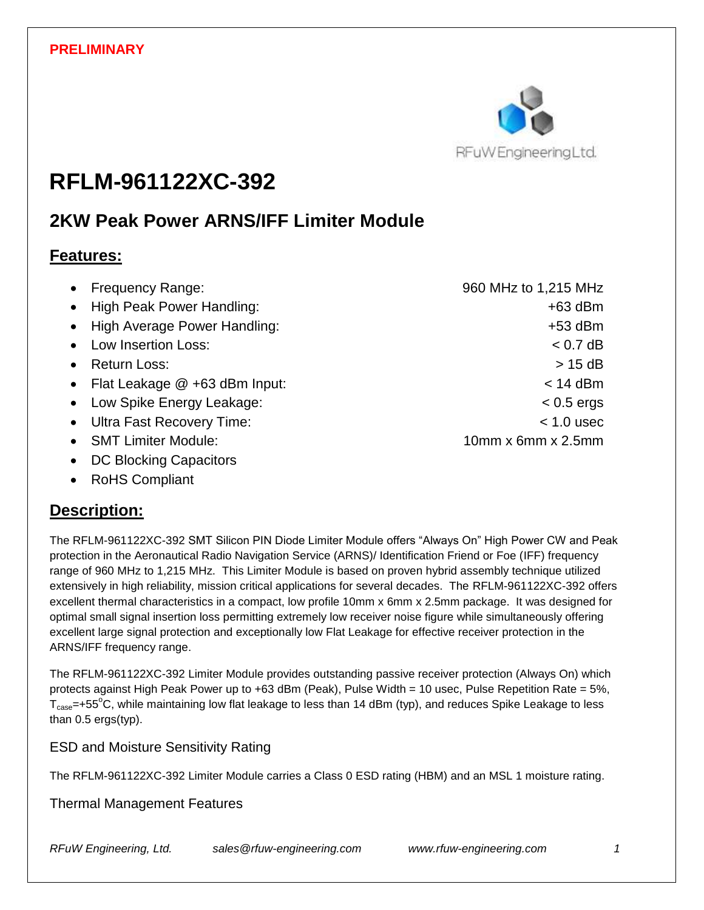PRELIMINARY

RFuW Engineering Ltd.

# RFLM-961122XC-392

## 2KW Peak Power ARNS/IFF Limiter Module

### Features:

- Frequency Range: 960 MHz to 1,215 MHz
- High Peak Power Handling: +63 dBm
- High Average Power Handling: +53 dBm
- Low Insertion Loss: < 0.7 dB
- Return Loss: > 15 dB
- Flat Leakage @ +63 dBm Input: < 14 dBm
- Low Spike Energy Leakage: < 0.5 ergs
- Ultra Fast Recovery Time: < 1.0 usec
- SMT Limiter Module: 10mm x 6mm x 2.5mm
- DC Blocking Capacitors
- RoHS Compliant

### Description:

The RFLM-961122XC-392 SMT Silicon PIN Diode Limiter Module offers "Always On" High Power CW and Peak protection in the Aeronautical Radio Navigation Service (ARNS)/ Identification Friend or Foe (IFF) frequency range of 960 MHz to 1,215 MHz. This Limiter Module is based on proven hybrid assembly technique utilized extensively in high reliability, mission critical applications for several decades. The RFLM-961122XC-392 offers excellent thermal characteristics in a compact, low profile 10mm x 6mm x 2.5mm package. It was designed for optimal small signal insertion loss permitting extremely low receiver noise figure while simultaneously offering excellent large signal protection and exceptionally low Flat Leakage for effective receiver protection in the ARNS/IFF frequency range.

The RFLM-961122XC-392 Limiter Module provides outstanding passive receiver protection (Always On) which protects against High Peak Power up to +63 dBm (Peak), Pulse Width = 10 usec, Pulse Repetition Rate = 5%, $T_{case}$=+55°C, while maintaining low flat leakage to less than 14 dBm (typ), and reduces Spike Leakage to less than 0.5 ergs(typ).

#### ESD and Moisture Sensitivity Rating

The RFLM-961122XC-392 Limiter Module carries a Class 0 ESD rating (HBM) and an MSL 1 moisture rating.

#### Thermal Management Features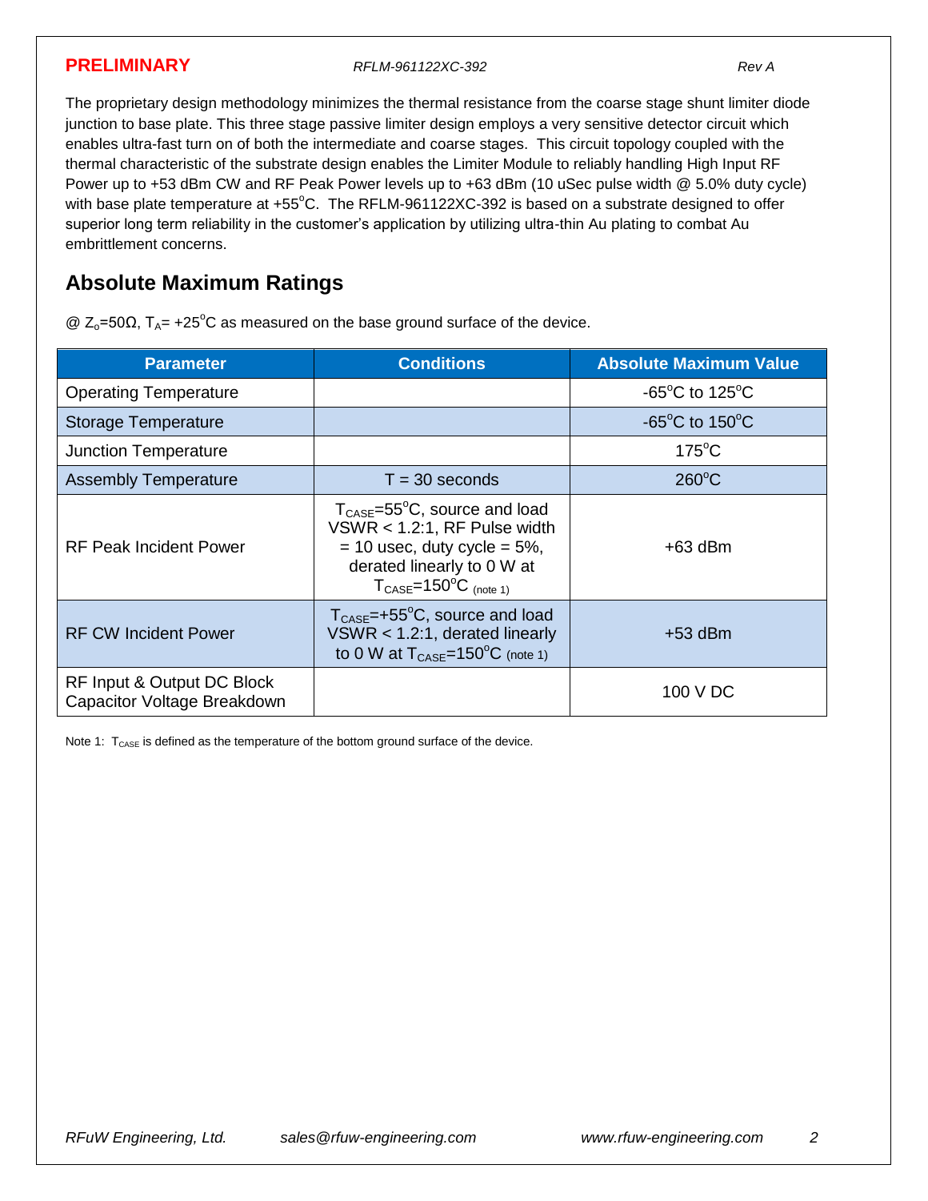The proprietary design methodology minimizes the thermal resistance from the coarse stage shunt limiter diode junction to base plate. This three stage passive limiter design employs a very sensitive detector circuit which enables ultra-fast turn on of both the intermediate and coarse stages. This circuit topology coupled with the thermal characteristic of the substrate design enables the Limiter Module to reliably handling High Input RF Power up to +53 dBm CW and RF Peak Power levels up to +63 dBm (10 uSec pulse width @ 5.0% duty cycle) with base plate temperature at +55°C. The RFLM-961122XC-392 is based on a substrate designed to offer superior long term reliability in the customer's application by utilizing ultra-thin Au plating to combat Au embrittlement concerns.

## Absolute Maximum Ratings

@ $Z_o$=50Ω, $T_A$= +25°C as measured on the base ground surface of the device.

| Parameter | Conditions | Absolute Maximum Value |
|---|---|---|
| Operating Temperature | | -65°C to 125°C |
| Storage Temperature | | -65°C to 150°C |
| Junction Temperature | | 175°C |
| Assembly Temperature | T = 30 seconds | 260°C |
| RF Peak Incident Power | $T_{CASE}$=55°C, source and load VSWR < 1.2:1, RF Pulse width = 10 usec, duty cycle = 5%, derated linearly to 0 W at $T_{CASE}$=150°C (note 1) | +63 dBm |
| RF CW Incident Power | $T_{CASE}$=+55°C, source and load VSWR < 1.2:1, derated linearly to 0 W at $T_{CASE}$=150°C (note 1) | +53 dBm |
| RF Input & Output DC Block Capacitor Voltage Breakdown | | 100 V DC |

Note 1: $T_{CASE}$ is defined as the temperature of the bottom ground surface of the device.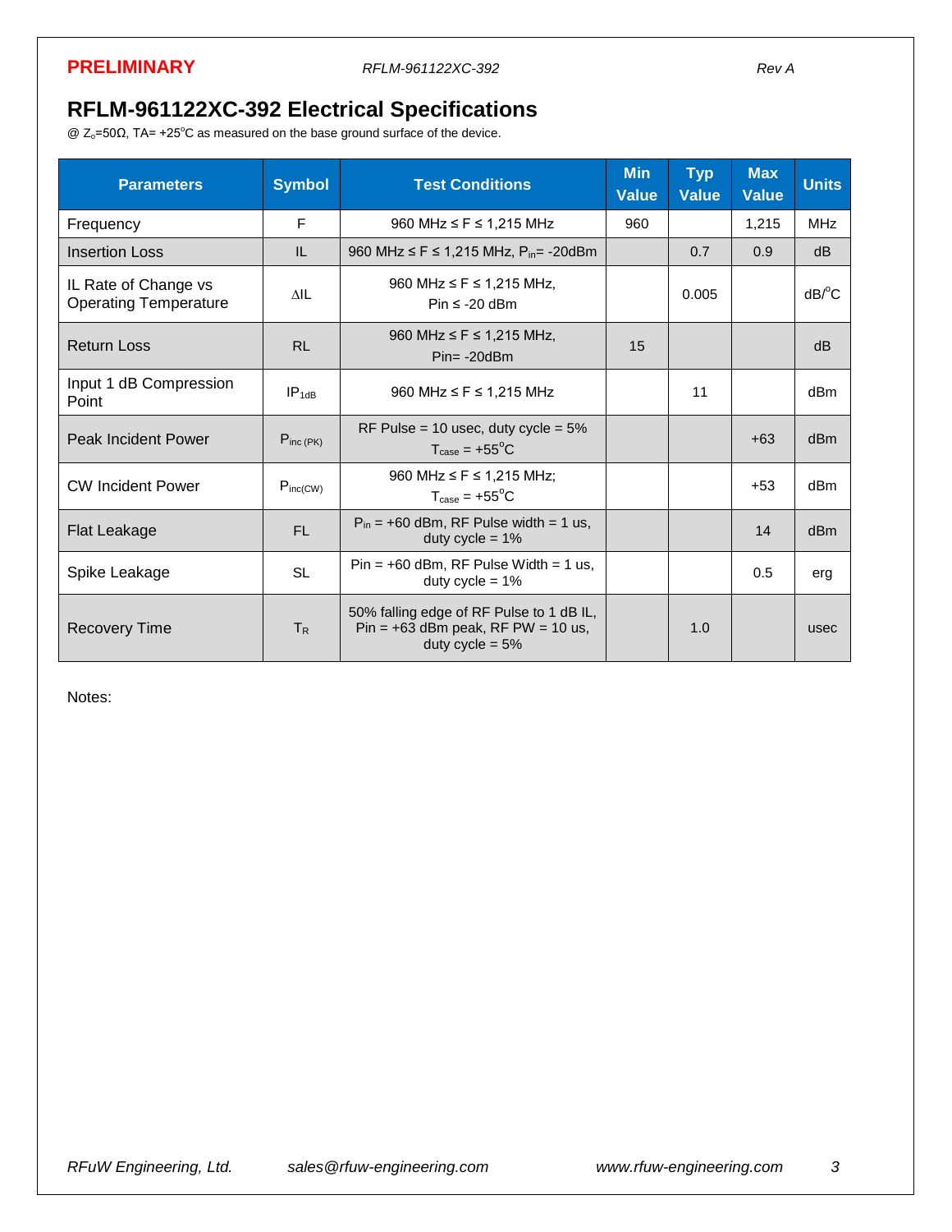PRELIMINARY

# RFLM-961122XC-392 Electrical Specifications

@ $Z_o$=50Ω, TA= +25°C as measured on the base ground surface of the device.

| Parameters | Symbol | Test Conditions | Min Value | Typ Value | Max Value | Units |
|---|---|---|---|---|---|---|
| Frequency | F | 960 MHz ≤ F ≤ 1,215 MHz | 960 | | 1,215 | MHz |
| Insertion Loss | IL | 960 MHz ≤ F ≤ 1,215 MHz, $P_{in}$= -20dBm | | 0.7 | 0.9 | dB |
| IL Rate of Change vs Operating Temperature | ΔIL | 960 MHz ≤ F ≤ 1,215 MHz, Pin ≤ -20 dBm | | 0.005 | | dB/°C |
| Return Loss | RL | 960 MHz ≤ F ≤ 1,215 MHz, Pin= -20dBm | 15 | | | dB |
| Input 1 dB Compression Point | $IP_{1dB}$ | 960 MHz ≤ F ≤ 1,215 MHz | | 11 | | dBm |
| Peak Incident Power | $P_{inc (PK)}$ | RF Pulse = 10 usec, duty cycle = 5% $T_{case}$ = +55°C | | | +63 | dBm |
| CW Incident Power | $P_{inc(CW)}$ | 960 MHz ≤ F ≤ 1,215 MHz; $T_{case}$ = +55°C | | | +53 | dBm |
| Flat Leakage | FL | $P_{in}$ = +60 dBm, RF Pulse width = 1 us, duty cycle = 1% | | | 14 | dBm |
| Spike Leakage | SL | Pin = +60 dBm, RF Pulse Width = 1 us, duty cycle = 1% | | | 0.5 | erg |
| Recovery Time | $T_R$ | 50% falling edge of RF Pulse to 1 dB IL, Pin = +63 dBm peak, RF PW = 10 us, duty cycle = 5% | | 1.0 | | usec |

Notes: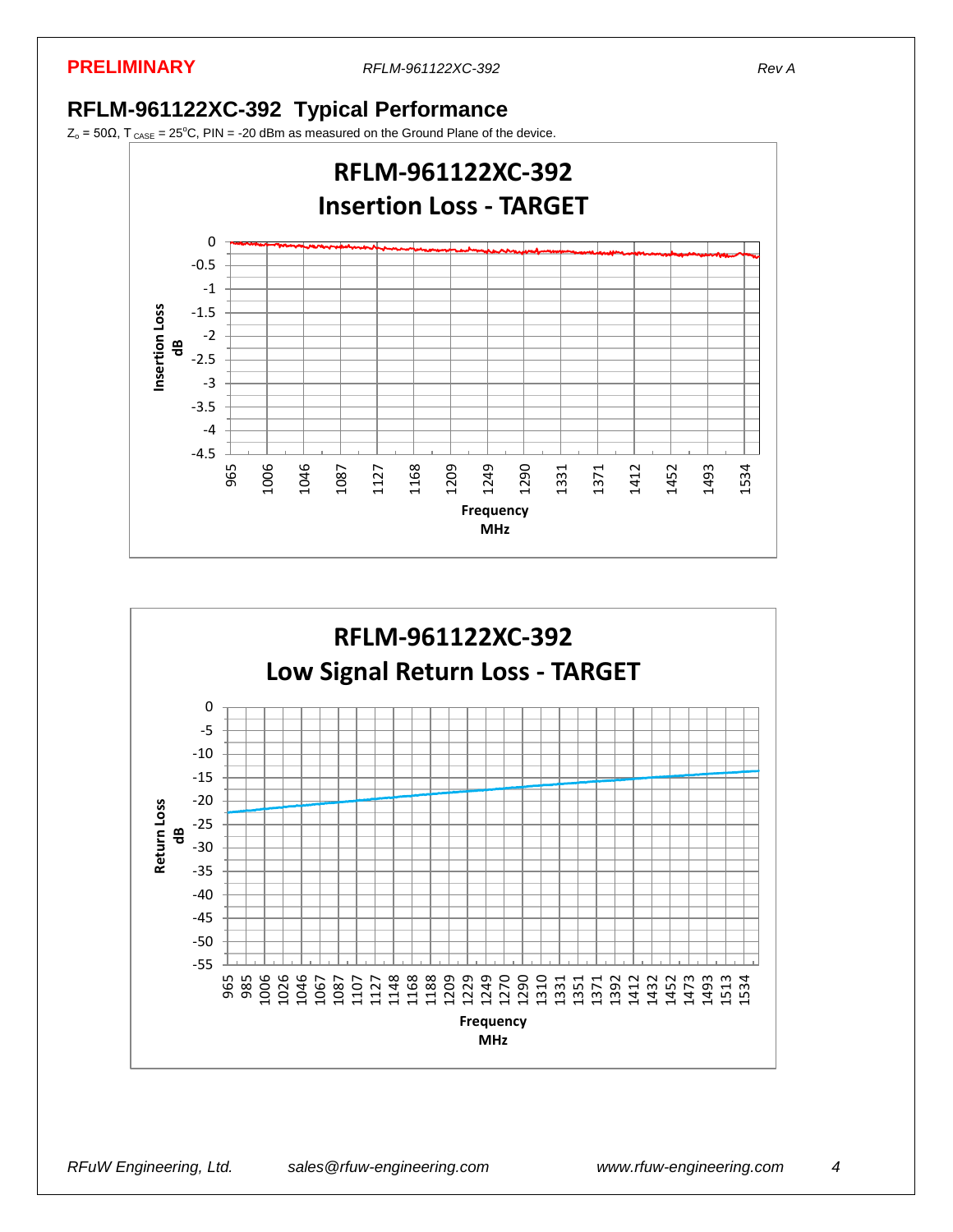## RFLM-961122XC-392 Typical Performance

$Z_o$ = 50Ω, $T_{CASE}$ = 25°C, PIN = -20 dBm as measured on the Ground Plane of the device.

**RFLM-961122XC-392**
**Insertion Loss - TARGET**

Insertion Loss dB (0 to -4.5) vs. Frequency MHz (965 to 1534)

**RFLM-961122XC-392**
**Low Signal Return Loss - TARGET**

Return Loss dB (0 to -55) vs. Frequency MHz (965 to 1534)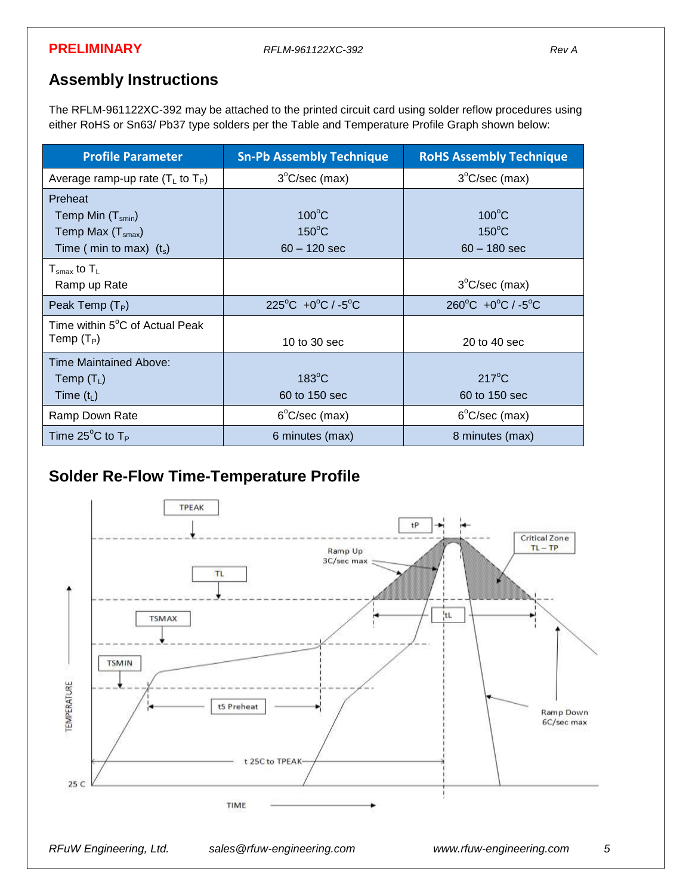## Assembly Instructions

The RFLM-961122XC-392 may be attached to the printed circuit card using solder reflow procedures using either RoHS or Sn63/ Pb37 type solders per the Table and Temperature Profile Graph shown below:

| Profile Parameter | Sn-Pb Assembly Technique | RoHS Assembly Technique |
|---|---|---|
| Average ramp-up rate ($T_L$ to $T_P$) | 3°C/sec (max) | 3°C/sec (max) |
| Preheat<br>Temp Min ($T_{smin}$)<br>Temp Max ($T_{smax}$)<br>Time ( min to max) ($t_s$) | <br>100°C<br>150°C<br>60 – 120 sec | <br>100°C<br>150°C<br>60 – 180 sec |
| $T_{smax}$ to $T_L$<br>Ramp up Rate | | 3°C/sec (max) |
| Peak Temp ($T_P$) | 225°C +0°C / -5°C | 260°C +0°C / -5°C |
| Time within 5°C of Actual Peak Temp ($T_P$) | 10 to 30 sec | 20 to 40 sec |
| Time Maintained Above:<br>Temp ($T_L$)<br>Time ($t_L$) | <br>183°C<br>60 to 150 sec | <br>217°C<br>60 to 150 sec |
| Ramp Down Rate | 6°C/sec (max) | 6°C/sec (max) |
| Time 25°C to $T_P$ | 6 minutes (max) | 8 minutes (max) |

## Solder Re-Flow Time-Temperature Profile

TPEAK, tP, Critical Zone TL – TP, Ramp Up 3C/sec max, TL, tL, TSMAX, TSMIN, tS Preheat, Ramp Down 6C/sec max, t 25C to TPEAK, 25 C, TEMPERATURE, TIME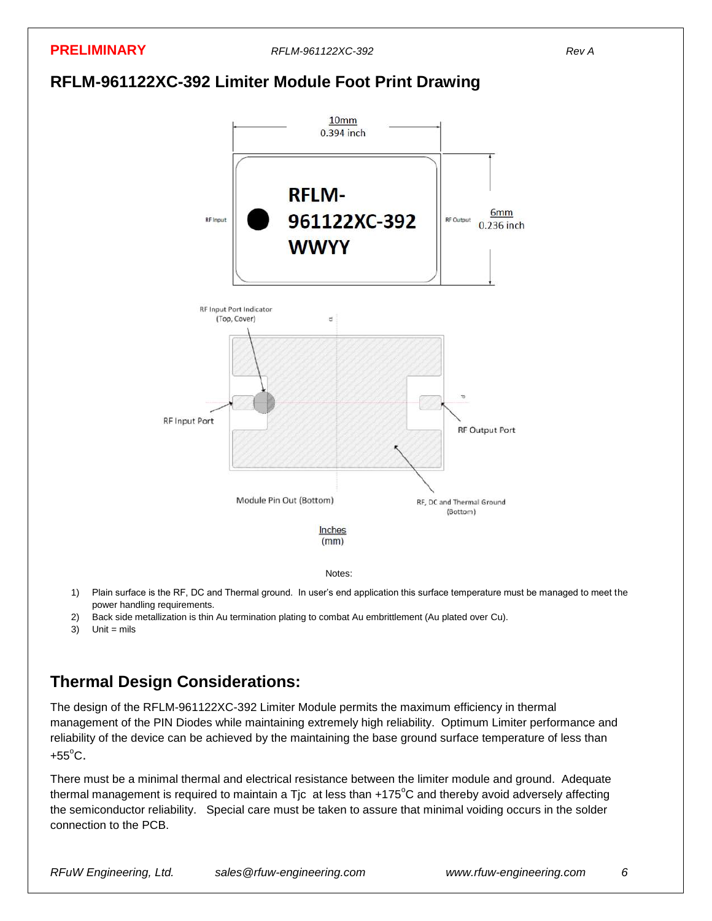## RFLM-961122XC-392 Limiter Module Foot Print Drawing

10mm
0.394 inch

RF Input

RFLM-
961122XC-392
WWYY

RF Output

6mm
0.236 inch

RF Input Port Indicator
(Top, Cover)

RF Input Port

RF Output Port

Module Pin Out (Bottom)

RF, DC and Thermal Ground
(Bottom)

Inches
(mm)

Notes:

1) Plain surface is the RF, DC and Thermal ground. In user's end application this surface temperature must be managed to meet the power handling requirements.
2) Back side metallization is thin Au termination plating to combat Au embrittlement (Au plated over Cu).
3) Unit = mils

## Thermal Design Considerations:

The design of the RFLM-961122XC-392 Limiter Module permits the maximum efficiency in thermal management of the PIN Diodes while maintaining extremely high reliability. Optimum Limiter performance and reliability of the device can be achieved by the maintaining the base ground surface temperature of less than +55°C.

There must be a minimal thermal and electrical resistance between the limiter module and ground. Adequate thermal management is required to maintain a Tjc at less than +175°C and thereby avoid adversely affecting the semiconductor reliability. Special care must be taken to assure that minimal voiding occurs in the solder connection to the PCB.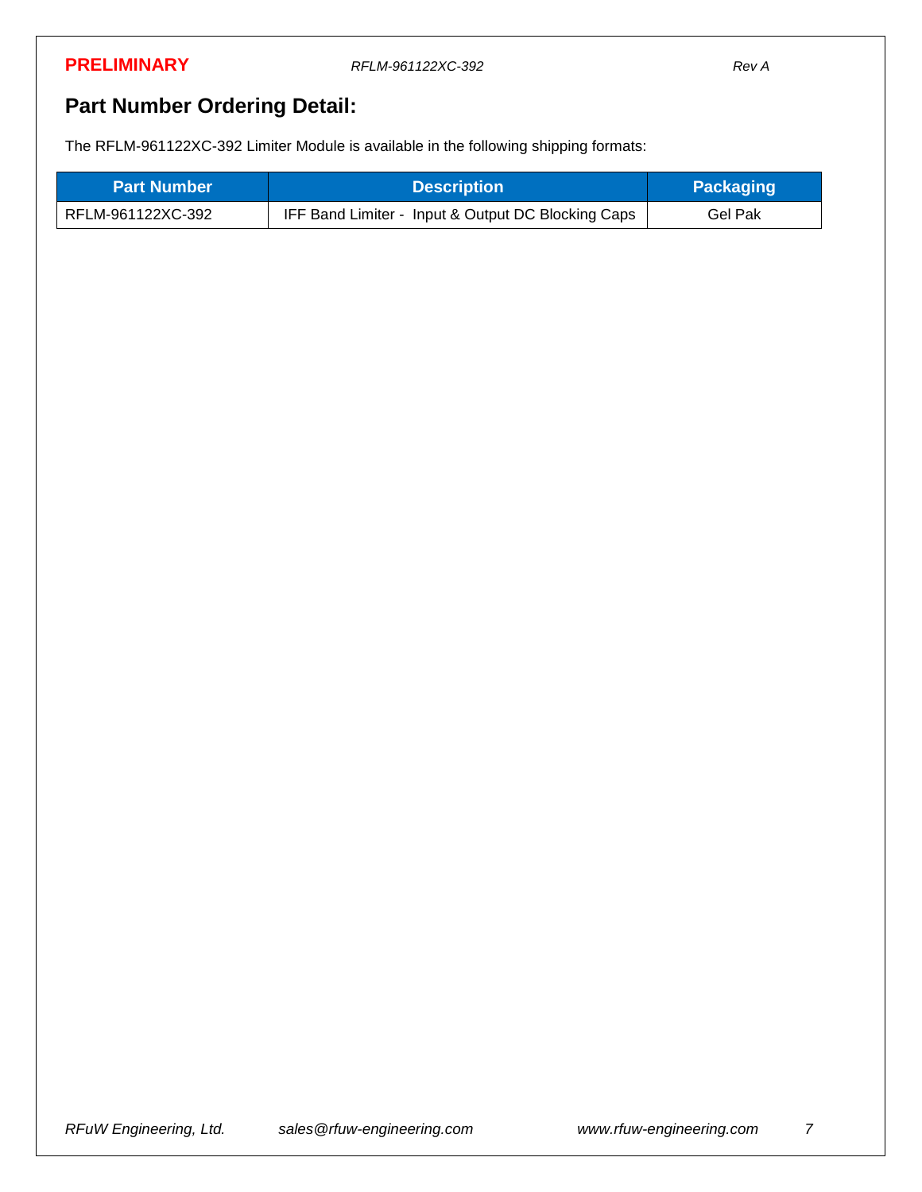## Part Number Ordering Detail:

The RFLM-961122XC-392 Limiter Module is available in the following shipping formats:

| Part Number | Description | Packaging |
|---|---|---|
| RFLM-961122XC-392 | IFF Band Limiter - Input & Output DC Blocking Caps | Gel Pak |